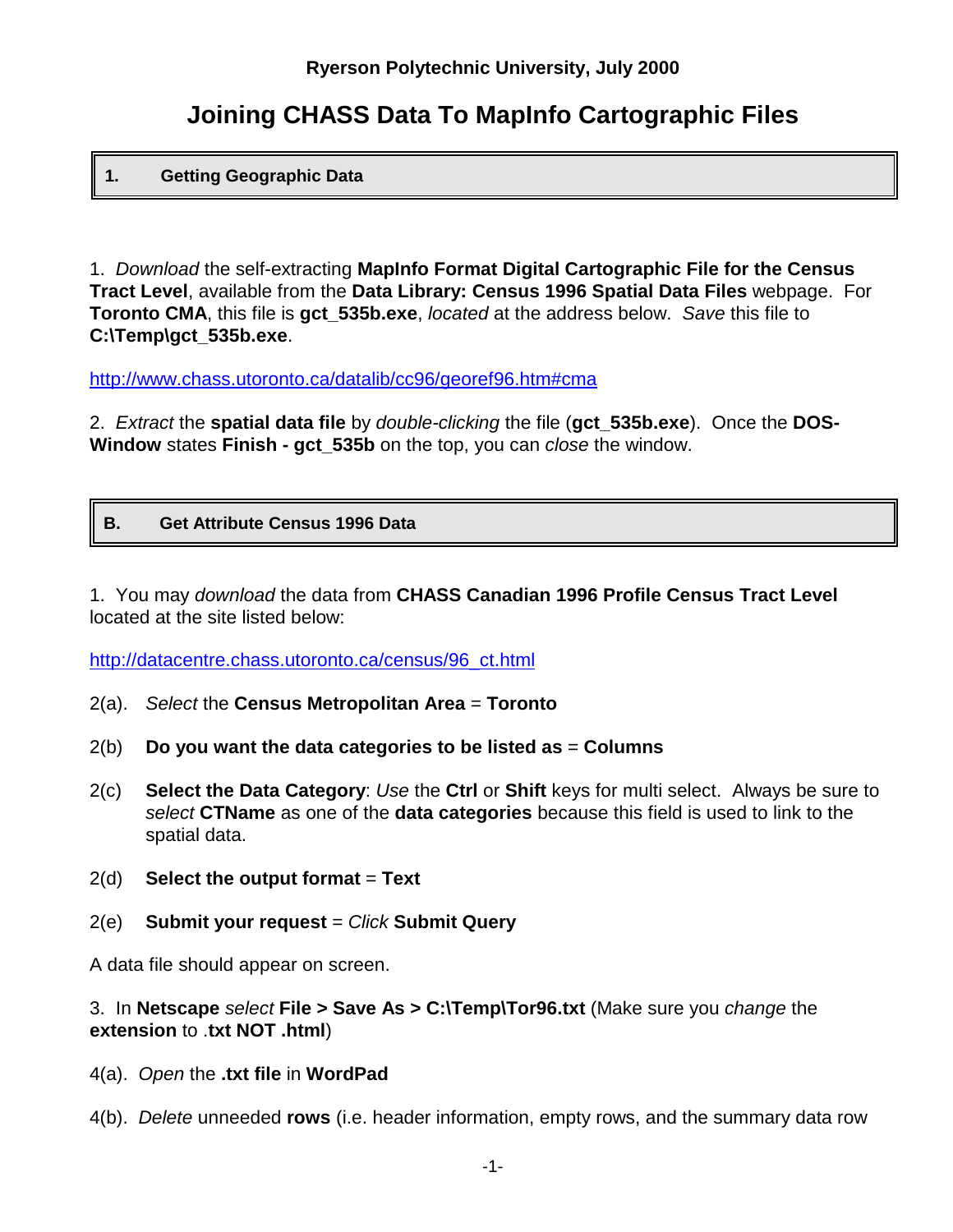**Ryerson Polytechnic University, July 2000**

# Joining CHASS Data To MapInfo Cartographic Files

## 1. Getting Geographic Data

1. *Download* the self-extracting **MapInfo Format Digital Cartographic File for the Census Tract Level**, available from the **Data Library: Census 1996 Spatial Data Files** webpage. For **Toronto CMA**, this file is **gct_535b.exe**, *located* at the address below. *Save* this file to **C:\Temp\gct_535b.exe**.

http://www.chass.utoronto.ca/datalib/cc96/georef96.htm#cma

2. *Extract* the **spatial data file** by *double-clicking* the file (**gct_535b.exe**). Once the **DOS-Window** states **Finish - gct_535b** on the top, you can *close* the window.

## B. Get Attribute Census 1996 Data

1. You may *download* the data from **CHASS Canadian 1996 Profile Census Tract Level** located at the site listed below:

http://datacentre.chass.utoronto.ca/census/96_ct.html

2(a). *Select* the **Census Metropolitan Area** = **Toronto**

2(b) **Do you want the data categories to be listed as** = **Columns**

2(c) **Select the Data Category**: *Use* the **Ctrl** or **Shift** keys for multi select. Always be sure to *select* **CTName** as one of the **data categories** because this field is used to link to the spatial data.

2(d) **Select the output format** = **Text**

2(e) **Submit your request** = *Click* **Submit Query**

A data file should appear on screen.

3. In **Netscape** *select* **File > Save As > C:\Temp\Tor96.txt** (Make sure you *change* the **extension** to .**txt NOT .html**)

4(a). *Open* the **.txt file** in **WordPad**

4(b). *Delete* unneeded **rows** (i.e. header information, empty rows, and the summary data row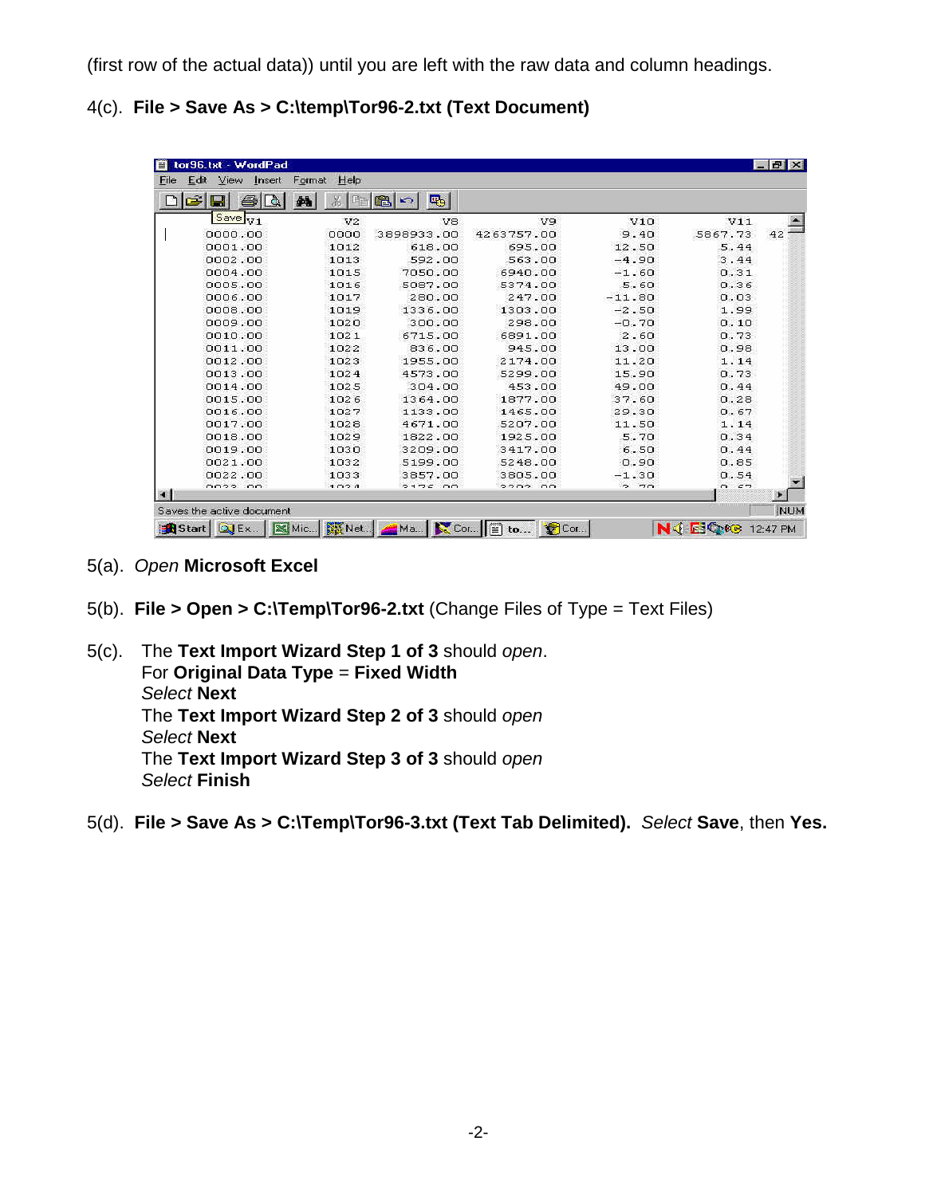(first row of the actual data)) until you are left with the raw data and column headings.

4(c). **File > Save As > C:\temp\Tor96-2.txt (Text Document)**

| V1 | V2 | V8 | V9 | V10 | V11 |
|---|---|---|---|---|---|
| 0000.00 | 0000 | 3898933.00 | 4263757.00 | 9.40 | 5867.73 |
| 0001.00 | 1012 | 618.00 | 695.00 | 12.50 | 5.44 |
| 0002.00 | 1013 | 592.00 | 563.00 | -4.90 | 3.44 |
| 0004.00 | 1015 | 7050.00 | 6940.00 | -1.60 | 0.31 |
| 0005.00 | 1016 | 5087.00 | 5374.00 | 5.60 | 0.36 |
| 0006.00 | 1017 | 280.00 | 247.00 | -11.80 | 0.03 |
| 0008.00 | 1019 | 1336.00 | 1303.00 | -2.50 | 1.99 |
| 0009.00 | 1020 | 300.00 | 298.00 | -0.70 | 0.10 |
| 0010.00 | 1021 | 6715.00 | 6891.00 | 2.60 | 0.73 |
| 0011.00 | 1022 | 836.00 | 945.00 | 13.00 | 0.98 |
| 0012.00 | 1023 | 1955.00 | 2174.00 | 11.20 | 1.14 |
| 0013.00 | 1024 | 4573.00 | 5299.00 | 15.90 | 0.73 |
| 0014.00 | 1025 | 304.00 | 453.00 | 49.00 | 0.44 |
| 0015.00 | 1026 | 1364.00 | 1877.00 | 37.60 | 0.28 |
| 0016.00 | 1027 | 1133.00 | 1465.00 | 29.30 | 0.67 |
| 0017.00 | 1028 | 4671.00 | 5207.00 | 11.50 | 1.14 |
| 0018.00 | 1029 | 1822.00 | 1925.00 | 5.70 | 0.34 |
| 0019.00 | 1030 | 3209.00 | 3417.00 | 6.50 | 0.44 |
| 0021.00 | 1032 | 5199.00 | 5248.00 | 0.90 | 0.85 |
| 0022.00 | 1033 | 3857.00 | 3805.00 | -1.30 | 0.54 |

5(a). *Open* **Microsoft Excel**

5(b). **File > Open > C:\Temp\Tor96-2.txt** (Change Files of Type = Text Files)

5(c). The **Text Import Wizard Step 1 of 3** should *open*.
For **Original Data Type** = **Fixed Width**
*Select* **Next**
The **Text Import Wizard Step 2 of 3** should *open*
*Select* **Next**
The **Text Import Wizard Step 3 of 3** should *open*
*Select* **Finish**

5(d). **File > Save As > C:\Temp\Tor96-3.txt (Text Tab Delimited).** *Select* **Save**, then **Yes.**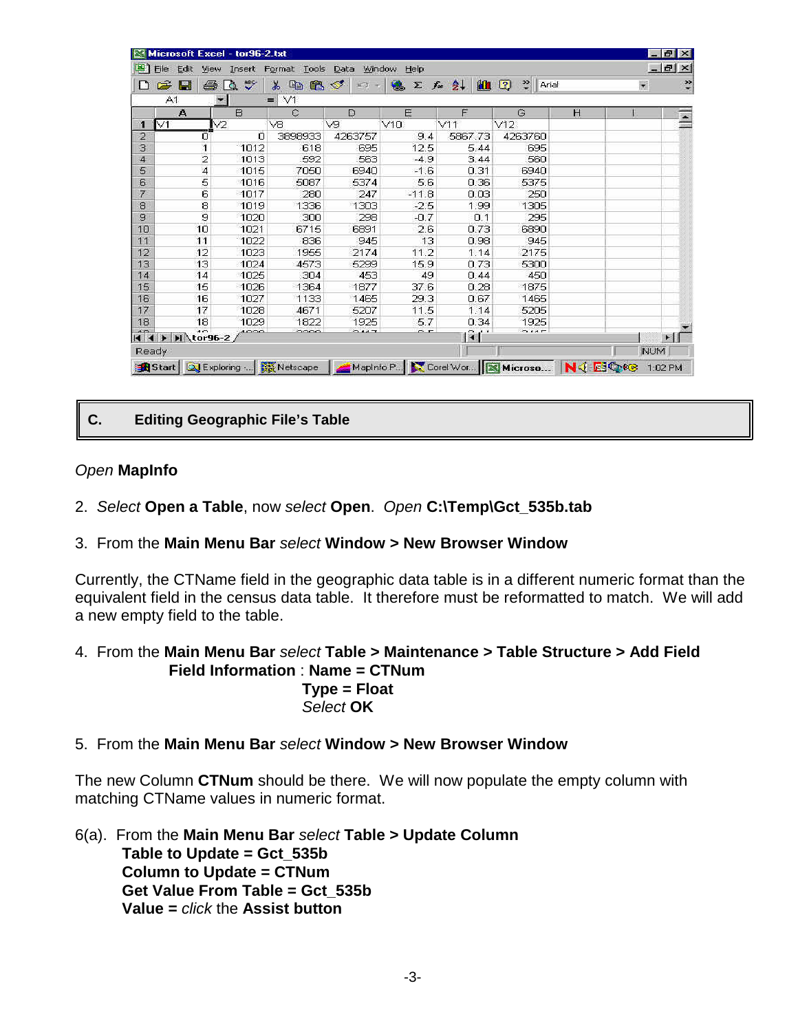| V1 | V2 | V8 | V9 | V10 | V11 | V12 |
|---|---|---|---|---|---|---|
| 0 | 0 | 3898933 | 4263757 | 9.4 | 5867.73 | 4263760 |
| 1 | 1012 | 618 | 695 | 12.5 | 5.44 | 695 |
| 2 | 1013 | 592 | 563 | -4.9 | 3.44 | 560 |
| 4 | 1015 | 7050 | 6940 | -1.6 | 0.31 | 6940 |
| 5 | 1016 | 5087 | 5374 | 5.6 | 0.36 | 5375 |
| 6 | 1017 | 280 | 247 | -11.8 | 0.03 | 250 |
| 8 | 1019 | 1336 | 1303 | -2.5 | 1.99 | 1305 |
| 9 | 1020 | 300 | 298 | -0.7 | 0.1 | 295 |
| 10 | 1021 | 6715 | 6891 | 2.6 | 0.73 | 6890 |
| 11 | 1022 | 836 | 945 | 13 | 0.98 | 945 |
| 12 | 1023 | 1956 | 2174 | 11.2 | 1.14 | 2175 |
| 13 | 1024 | 4573 | 5299 | 15.9 | 0.73 | 5300 |
| 14 | 1025 | 304 | 453 | 49 | 0.44 | 450 |
| 15 | 1026 | 1364 | 1877 | 37.6 | 0.28 | 1875 |
| 16 | 1027 | 1133 | 1465 | 29.3 | 0.67 | 1465 |
| 17 | 1028 | 4671 | 5207 | 11.5 | 1.14 | 5205 |
| 18 | 1029 | 1822 | 1925 | 5.7 | 0.34 | 1925 |

## C. Editing Geographic File's Table

*Open* **MapInfo**

2. *Select* **Open a Table**, now *select* **Open**. *Open* **C:\Temp\Gct_535b.tab**

3. From the **Main Menu Bar** *select* **Window > New Browser Window**

Currently, the CTName field in the geographic data table is in a different numeric format than the equivalent field in the census data table. It therefore must be reformatted to match. We will add a new empty field to the table.

4. From the **Main Menu Bar** *select* **Table > Maintenance > Table Structure > Add Field**
   **Field Information** : **Name = CTNum**
   **Type = Float**
   *Select* **OK**

5. From the **Main Menu Bar** *select* **Window > New Browser Window**

The new Column **CTNum** should be there. We will now populate the empty column with matching CTName values in numeric format.

6(a). From the **Main Menu Bar** *select* **Table > Update Column**
   **Table to Update = Gct_535b**
   **Column to Update = CTNum**
   **Get Value From Table = Gct_535b**
   **Value =** *click* the **Assist button**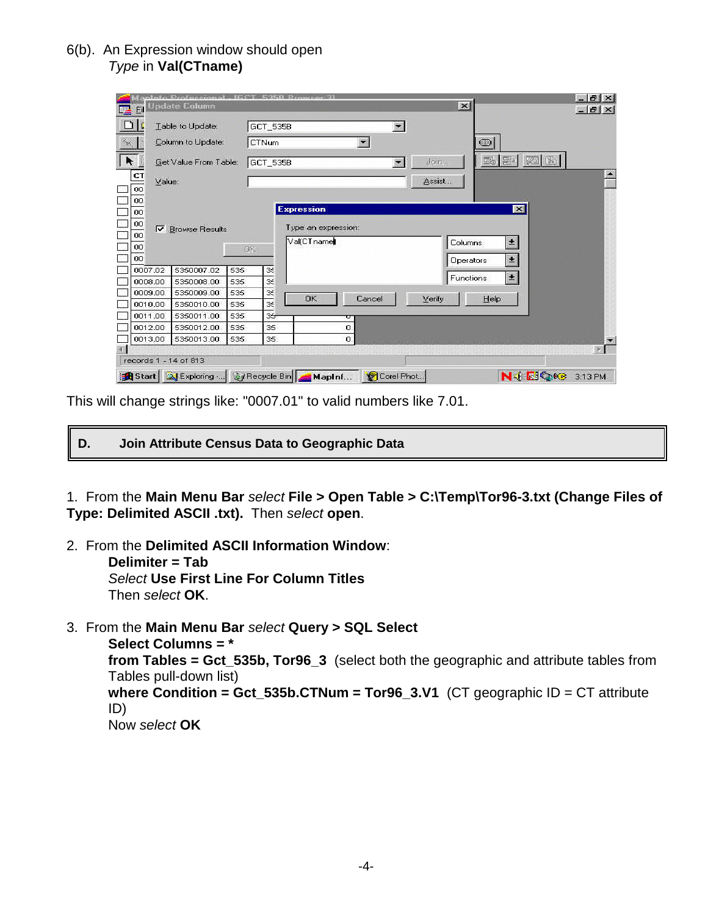6(b). An Expression window should open
*Type* in **Val(CTname)**

This will change strings like: "0007.01" to valid numbers like 7.01.

## D. Join Attribute Census Data to Geographic Data

1. From the **Main Menu Bar** *select* **File > Open Table > C:\Temp\Tor96-3.txt (Change Files of Type: Delimited ASCII .txt).** Then *select* **open**.

2. From the **Delimited ASCII Information Window**:
   **Delimiter = Tab**
   *Select* **Use First Line For Column Titles**
   Then *select* **OK**.

3. From the **Main Menu Bar** *select* **Query > SQL Select**
   **Select Columns = ***
   **from Tables = Gct_535b, Tor96_3** (select both the geographic and attribute tables from Tables pull-down list)
   **where Condition = Gct_535b.CTNum = Tor96_3.V1** (CT geographic ID = CT attribute ID)
   Now *select* **OK**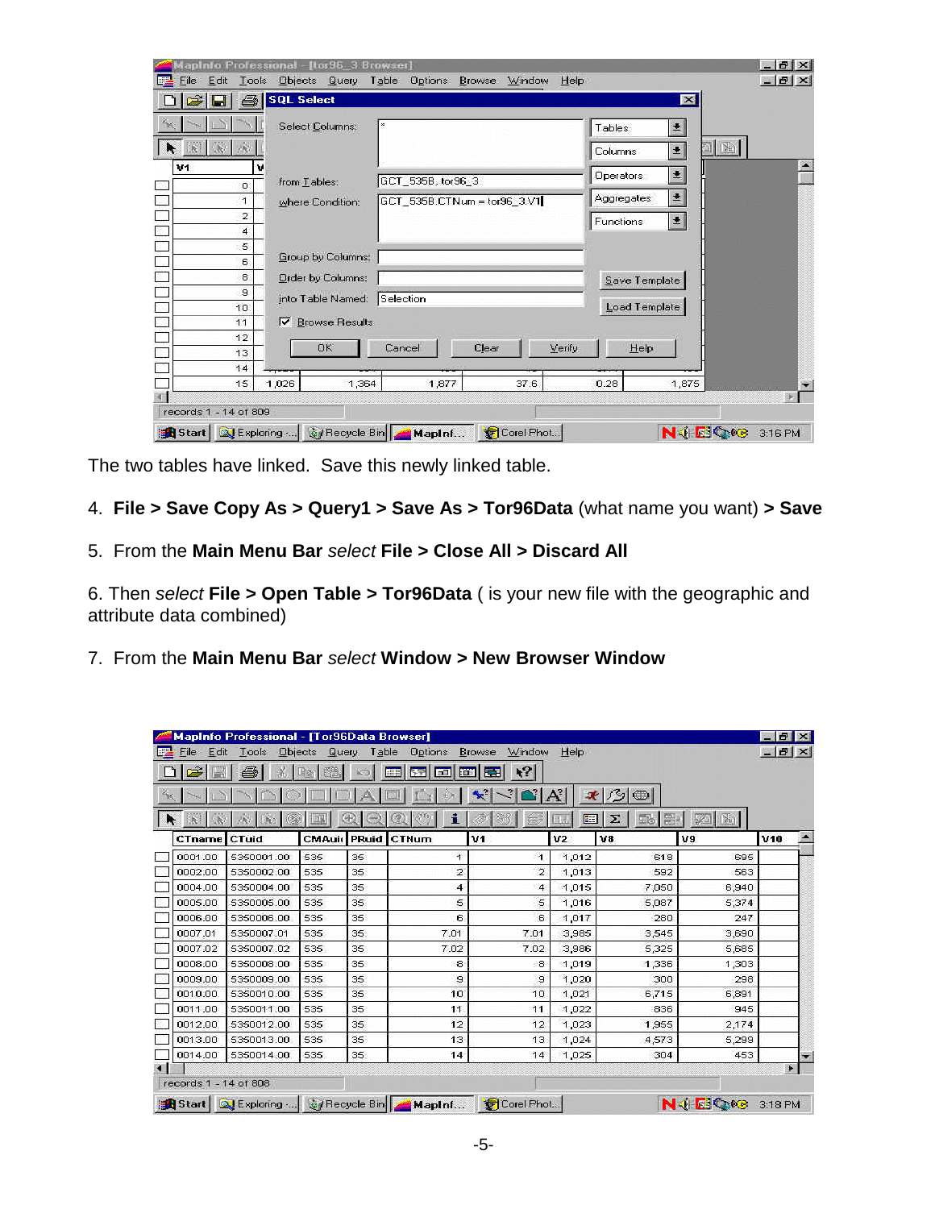The two tables have linked. Save this newly linked table.

4. **File > Save Copy As > Query1 > Save As > Tor96Data** (what name you want) **> Save**

5. From the **Main Menu Bar** *select* **File > Close All > Discard All**

6. Then *select* **File > Open Table > Tor96Data** ( is your new file with the geographic and attribute data combined)

7. From the **Main Menu Bar** *select* **Window > New Browser Window**